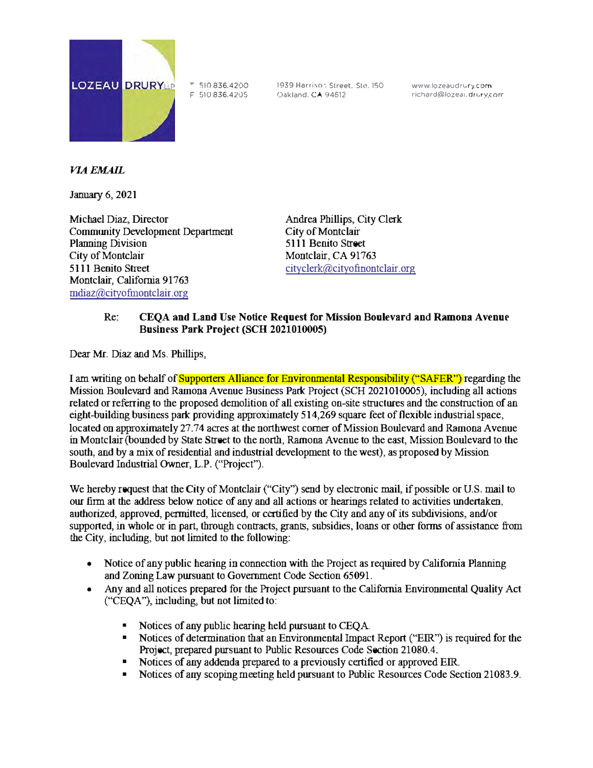LOZEAU DRURY LLP

T 510.836.4200
F 510.836.4205

1939 Harrison Street, Ste. 150
Oakland, CA 94612

www.lozeaudrury.com
richard@lozeaudrury.com

*VIA EMAIL*

January 6, 2021

Michael Diaz, Director
Community Development Department
Planning Division
City of Montclair
5111 Benito Street
Montclair, California 91763
mdiaz@cityofmontclair.org

Andrea Phillips, City Clerk
City of Montclair
5111 Benito Street
Montclair, CA 91763
cityclerk@cityofmontclair.org

**Re: CEQA and Land Use Notice Request for Mission Boulevard and Ramona Avenue Business Park Project (SCH 2021010005)**

Dear Mr. Diaz and Ms. Phillips,

I am writing on behalf of Supporters Alliance for Environmental Responsibility ("SAFER") regarding the Mission Boulevard and Ramona Avenue Business Park Project (SCH 2021010005), including all actions related or referring to the proposed demolition of all existing on-site structures and the construction of an eight-building business park providing approximately 514,269 square feet of flexible industrial space, located on approximately 27.74 acres at the northwest corner of Mission Boulevard and Ramona Avenue in Montclair (bounded by State Street to the north, Ramona Avenue to the east, Mission Boulevard to the south, and by a mix of residential and industrial development to the west), as proposed by Mission Boulevard Industrial Owner, L.P. ("Project").

We hereby request that the City of Montclair ("City") send by electronic mail, if possible or U.S. mail to our firm at the address below notice of any and all actions or hearings related to activities undertaken, authorized, approved, permitted, licensed, or certified by the City and any of its subdivisions, and/or supported, in whole or in part, through contracts, grants, subsidies, loans or other forms of assistance from the City, including, but not limited to the following:

- Notice of any public hearing in connection with the Project as required by California Planning and Zoning Law pursuant to Government Code Section 65091.
- Any and all notices prepared for the Project pursuant to the California Environmental Quality Act ("CEQA"), including, but not limited to:
  - Notices of any public hearing held pursuant to CEQA.
  - Notices of determination that an Environmental Impact Report ("EIR") is required for the Project, prepared pursuant to Public Resources Code Section 21080.4.
  - Notices of any addenda prepared to a previously certified or approved EIR.
  - Notices of any scoping meeting held pursuant to Public Resources Code Section 21083.9.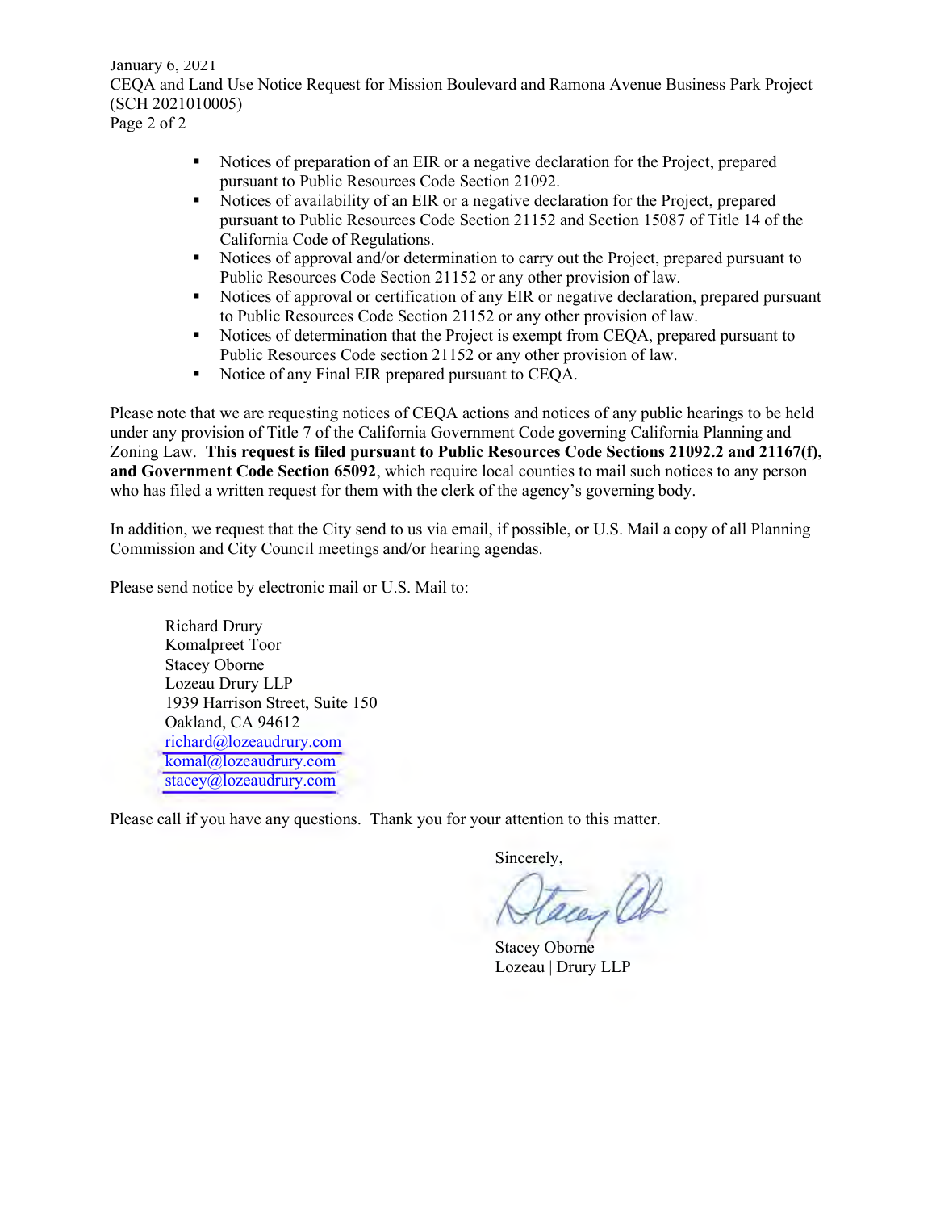- Notices of preparation of an EIR or a negative declaration for the Project, prepared pursuant to Public Resources Code Section 21092.
- Notices of availability of an EIR or a negative declaration for the Project, prepared pursuant to Public Resources Code Section 21152 and Section 15087 of Title 14 of the California Code of Regulations.
- Notices of approval and/or determination to carry out the Project, prepared pursuant to Public Resources Code Section 21152 or any other provision of law.
- Notices of approval or certification of any EIR or negative declaration, prepared pursuant to Public Resources Code Section 21152 or any other provision of law.
- Notices of determination that the Project is exempt from CEQA, prepared pursuant to Public Resources Code section 21152 or any other provision of law.
- Notice of any Final EIR prepared pursuant to CEQA.

Please note that we are requesting notices of CEQA actions and notices of any public hearings to be held under any provision of Title 7 of the California Government Code governing California Planning and Zoning Law. **This request is filed pursuant to Public Resources Code Sections 21092.2 and 21167(f), and Government Code Section 65092**, which require local counties to mail such notices to any person who has filed a written request for them with the clerk of the agency's governing body.

In addition, we request that the City send to us via email, if possible, or U.S. Mail a copy of all Planning Commission and City Council meetings and/or hearing agendas.

Please send notice by electronic mail or U.S. Mail to:

Richard Drury
Komalpreet Toor
Stacey Oborne
Lozeau Drury LLP
1939 Harrison Street, Suite 150
Oakland, CA 94612
richard@lozeaudrury.com
komal@lozeaudrury.com
stacey@lozeaudrury.com

Please call if you have any questions. Thank you for your attention to this matter.

Sincerely,

Stacey Oborne
Lozeau | Drury LLP